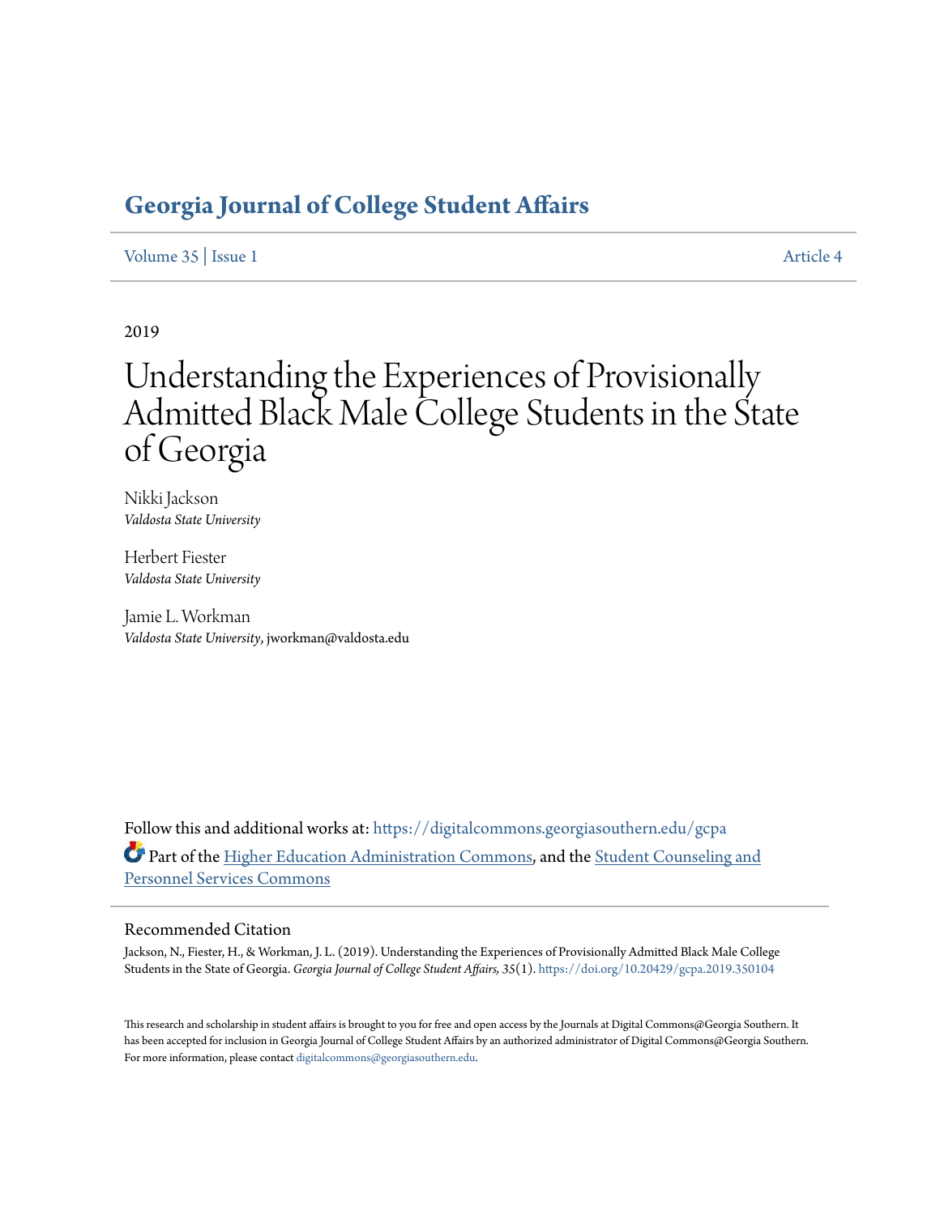# Georgia Journal of College Student Affairs

Volume 35 | Issue 1 Article 4

2019

# Understanding the Experiences of Provisionally Admitted Black Male College Students in the State of Georgia

Nikki Jackson
*Valdosta State University*

Herbert Fiester
*Valdosta State University*

Jamie L. Workman
*Valdosta State University*, jworkman@valdosta.edu

Follow this and additional works at: https://digitalcommons.georgiasouthern.edu/gcpa

Part of the Higher Education Administration Commons, and the Student Counseling and Personnel Services Commons

## Recommended Citation

Jackson, N., Fiester, H., & Workman, J. L. (2019). Understanding the Experiences of Provisionally Admitted Black Male College Students in the State of Georgia. *Georgia Journal of College Student Affairs, 35*(1). https://doi.org/10.20429/gcpa.2019.350104

This research and scholarship in student affairs is brought to you for free and open access by the Journals at Digital Commons@Georgia Southern. It has been accepted for inclusion in Georgia Journal of College Student Affairs by an authorized administrator of Digital Commons@Georgia Southern. For more information, please contact digitalcommons@georgiasouthern.edu.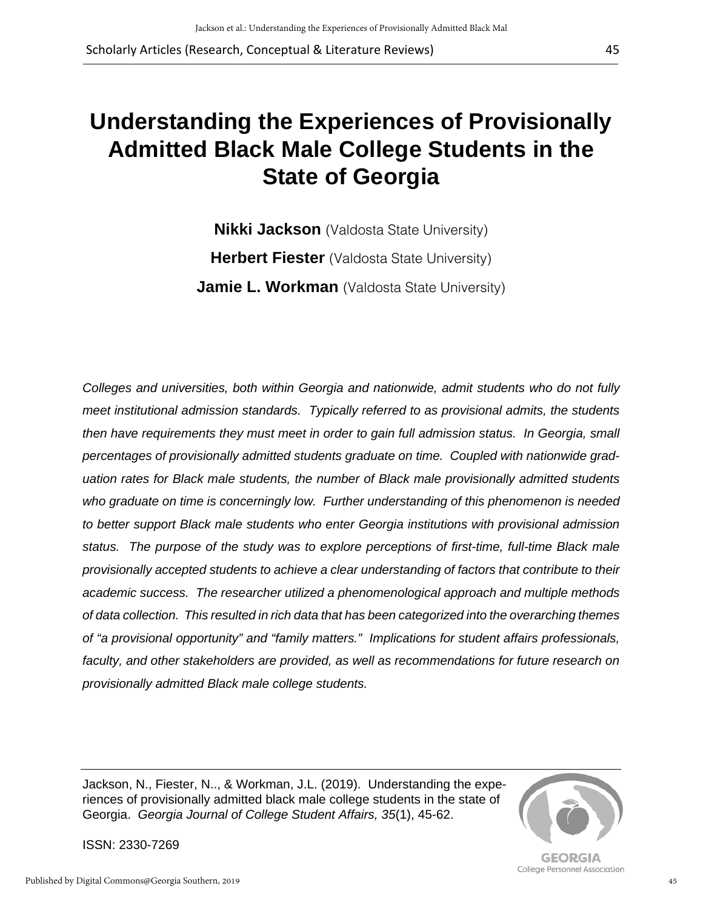# Understanding the Experiences of Provisionally Admitted Black Male College Students in the State of Georgia

**Nikki Jackson** (Valdosta State University)

**Herbert Fiester** (Valdosta State University)

**Jamie L. Workman** (Valdosta State University)

*Colleges and universities, both within Georgia and nationwide, admit students who do not fully meet institutional admission standards. Typically referred to as provisional admits, the students then have requirements they must meet in order to gain full admission status. In Georgia, small percentages of provisionally admitted students graduate on time. Coupled with nationwide graduation rates for Black male students, the number of Black male provisionally admitted students who graduate on time is concerningly low. Further understanding of this phenomenon is needed to better support Black male students who enter Georgia institutions with provisional admission status. The purpose of the study was to explore perceptions of first-time, full-time Black male provisionally accepted students to achieve a clear understanding of factors that contribute to their academic success. The researcher utilized a phenomenological approach and multiple methods of data collection. This resulted in rich data that has been categorized into the overarching themes of "a provisional opportunity" and "family matters." Implications for student affairs professionals, faculty, and other stakeholders are provided, as well as recommendations for future research on provisionally admitted Black male college students.*

Jackson, N., Fiester, N.., & Workman, J.L. (2019). Understanding the experiences of provisionally admitted black male college students in the state of Georgia. *Georgia Journal of College Student Affairs, 35*(1), 45-62.

ISSN: 2330-7269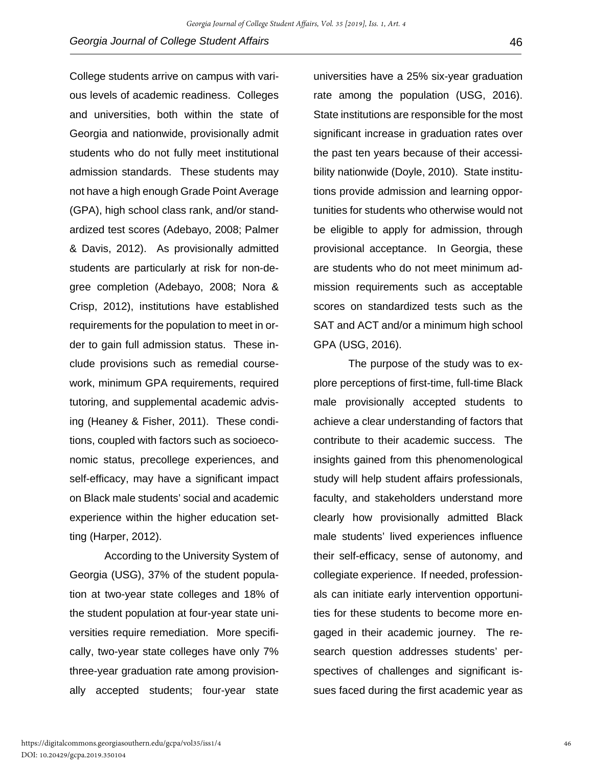College students arrive on campus with various levels of academic readiness. Colleges and universities, both within the state of Georgia and nationwide, provisionally admit students who do not fully meet institutional admission standards. These students may not have a high enough Grade Point Average (GPA), high school class rank, and/or standardized test scores (Adebayo, 2008; Palmer & Davis, 2012). As provisionally admitted students are particularly at risk for non-degree completion (Adebayo, 2008; Nora & Crisp, 2012), institutions have established requirements for the population to meet in order to gain full admission status. These include provisions such as remedial coursework, minimum GPA requirements, required tutoring, and supplemental academic advising (Heaney & Fisher, 2011). These conditions, coupled with factors such as socioeconomic status, precollege experiences, and self-efficacy, may have a significant impact on Black male students' social and academic experience within the higher education setting (Harper, 2012).

According to the University System of Georgia (USG), 37% of the student population at two-year state colleges and 18% of the student population at four-year state universities require remediation. More specifically, two-year state colleges have only 7% three-year graduation rate among provisionally accepted students; four-year state universities have a 25% six-year graduation rate among the population (USG, 2016). State institutions are responsible for the most significant increase in graduation rates over the past ten years because of their accessibility nationwide (Doyle, 2010). State institutions provide admission and learning opportunities for students who otherwise would not be eligible to apply for admission, through provisional acceptance. In Georgia, these are students who do not meet minimum admission requirements such as acceptable scores on standardized tests such as the SAT and ACT and/or a minimum high school GPA (USG, 2016).

The purpose of the study was to explore perceptions of first-time, full-time Black male provisionally accepted students to achieve a clear understanding of factors that contribute to their academic success. The insights gained from this phenomenological study will help student affairs professionals, faculty, and stakeholders understand more clearly how provisionally admitted Black male students' lived experiences influence their self-efficacy, sense of autonomy, and collegiate experience. If needed, professionals can initiate early intervention opportunities for these students to become more engaged in their academic journey. The research question addresses students' perspectives of challenges and significant issues faced during the first academic year as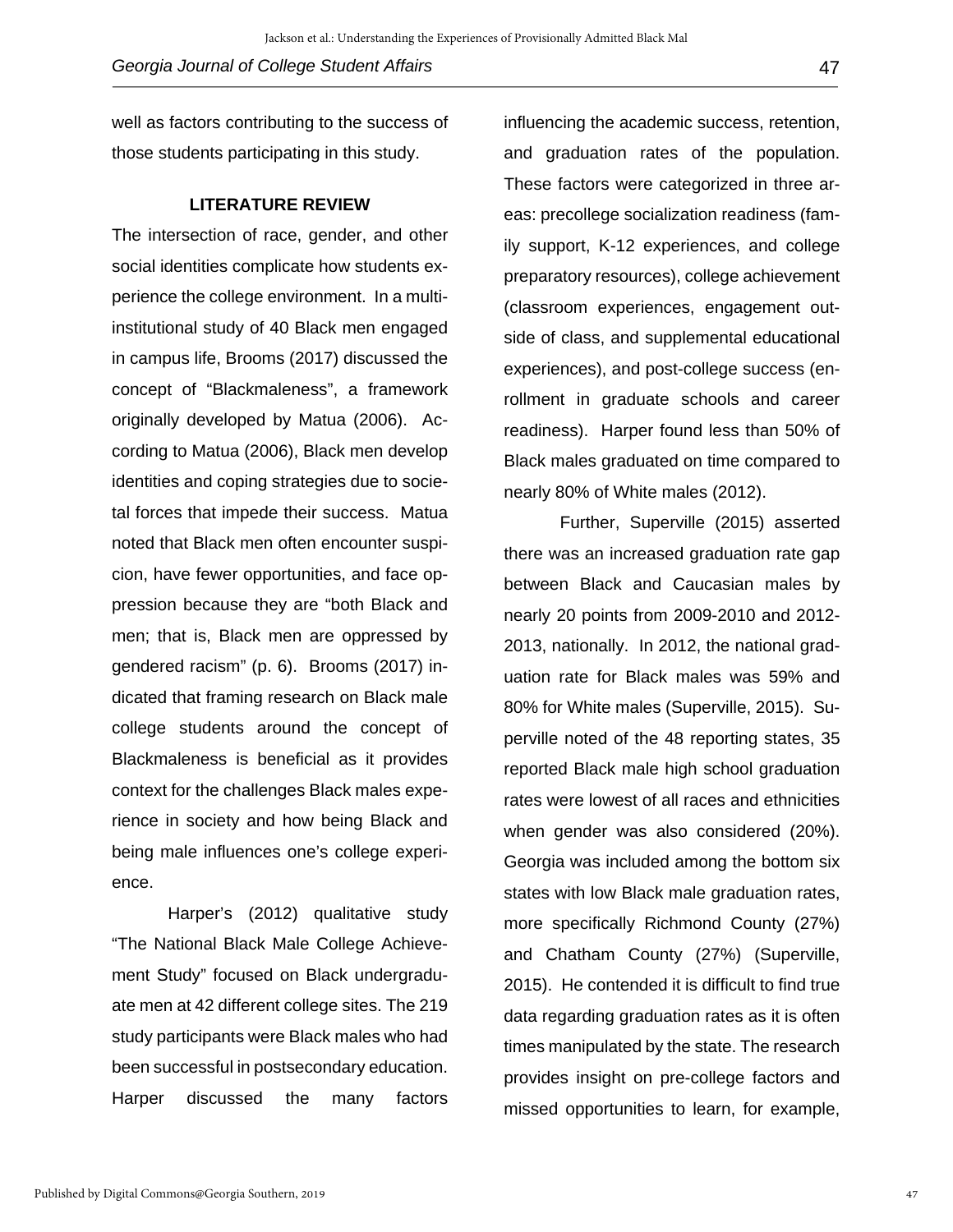well as factors contributing to the success of those students participating in this study.

## LITERATURE REVIEW

The intersection of race, gender, and other social identities complicate how students experience the college environment. In a multi-institutional study of 40 Black men engaged in campus life, Brooms (2017) discussed the concept of "Blackmaleness", a framework originally developed by Matua (2006). According to Matua (2006), Black men develop identities and coping strategies due to societal forces that impede their success. Matua noted that Black men often encounter suspicion, have fewer opportunities, and face oppression because they are "both Black and men; that is, Black men are oppressed by gendered racism" (p. 6). Brooms (2017) indicated that framing research on Black male college students around the concept of Blackmaleness is beneficial as it provides context for the challenges Black males experience in society and how being Black and being male influences one's college experience.

Harper's (2012) qualitative study "The National Black Male College Achievement Study" focused on Black undergraduate men at 42 different college sites. The 219 study participants were Black males who had been successful in postsecondary education. Harper discussed the many factors influencing the academic success, retention, and graduation rates of the population. These factors were categorized in three areas: precollege socialization readiness (family support, K-12 experiences, and college preparatory resources), college achievement (classroom experiences, engagement outside of class, and supplemental educational experiences), and post-college success (enrollment in graduate schools and career readiness). Harper found less than 50% of Black males graduated on time compared to nearly 80% of White males (2012).

Further, Superville (2015) asserted there was an increased graduation rate gap between Black and Caucasian males by nearly 20 points from 2009-2010 and 2012-2013, nationally. In 2012, the national graduation rate for Black males was 59% and 80% for White males (Superville, 2015). Superville noted of the 48 reporting states, 35 reported Black male high school graduation rates were lowest of all races and ethnicities when gender was also considered (20%). Georgia was included among the bottom six states with low Black male graduation rates, more specifically Richmond County (27%) and Chatham County (27%) (Superville, 2015). He contended it is difficult to find true data regarding graduation rates as it is often times manipulated by the state. The research provides insight on pre-college factors and missed opportunities to learn, for example,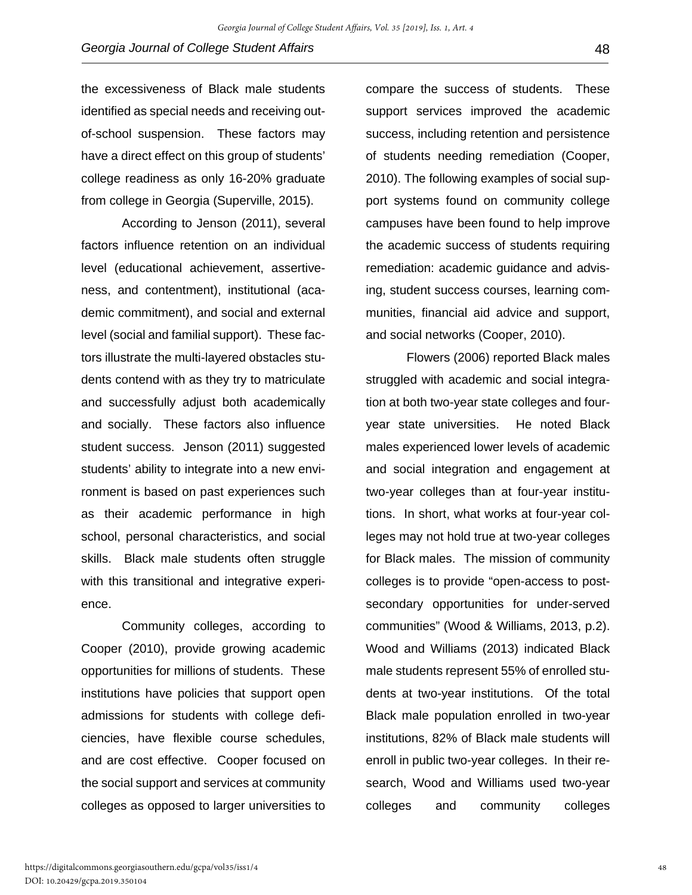the excessiveness of Black male students identified as special needs and receiving out-of-school suspension. These factors may have a direct effect on this group of students' college readiness as only 16-20% graduate from college in Georgia (Superville, 2015).

According to Jenson (2011), several factors influence retention on an individual level (educational achievement, assertiveness, and contentment), institutional (academic commitment), and social and external level (social and familial support). These factors illustrate the multi-layered obstacles students contend with as they try to matriculate and successfully adjust both academically and socially. These factors also influence student success. Jenson (2011) suggested students' ability to integrate into a new environment is based on past experiences such as their academic performance in high school, personal characteristics, and social skills. Black male students often struggle with this transitional and integrative experience.

Community colleges, according to Cooper (2010), provide growing academic opportunities for millions of students. These institutions have policies that support open admissions for students with college deficiencies, have flexible course schedules, and are cost effective. Cooper focused on the social support and services at community colleges as opposed to larger universities to compare the success of students. These support services improved the academic success, including retention and persistence of students needing remediation (Cooper, 2010). The following examples of social support systems found on community college campuses have been found to help improve the academic success of students requiring remediation: academic guidance and advising, student success courses, learning communities, financial aid advice and support, and social networks (Cooper, 2010).

Flowers (2006) reported Black males struggled with academic and social integration at both two-year state colleges and four-year state universities. He noted Black males experienced lower levels of academic and social integration and engagement at two-year colleges than at four-year institutions. In short, what works at four-year colleges may not hold true at two-year colleges for Black males. The mission of community colleges is to provide "open-access to post-secondary opportunities for under-served communities" (Wood & Williams, 2013, p.2). Wood and Williams (2013) indicated Black male students represent 55% of enrolled students at two-year institutions. Of the total Black male population enrolled in two-year institutions, 82% of Black male students will enroll in public two-year colleges. In their research, Wood and Williams used two-year colleges and community colleges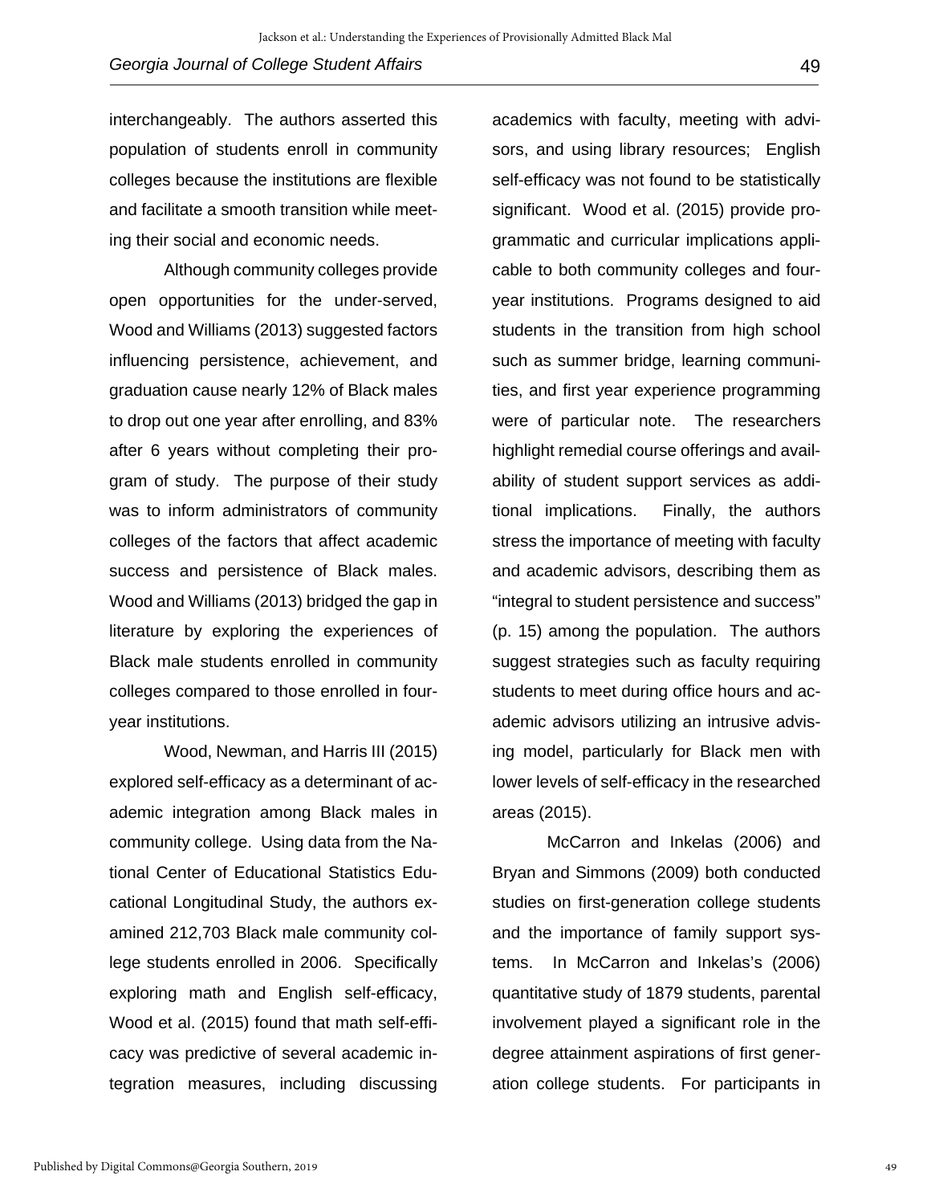interchangeably. The authors asserted this population of students enroll in community colleges because the institutions are flexible and facilitate a smooth transition while meeting their social and economic needs.

Although community colleges provide open opportunities for the under-served, Wood and Williams (2013) suggested factors influencing persistence, achievement, and graduation cause nearly 12% of Black males to drop out one year after enrolling, and 83% after 6 years without completing their program of study. The purpose of their study was to inform administrators of community colleges of the factors that affect academic success and persistence of Black males. Wood and Williams (2013) bridged the gap in literature by exploring the experiences of Black male students enrolled in community colleges compared to those enrolled in four-year institutions.

Wood, Newman, and Harris III (2015) explored self-efficacy as a determinant of academic integration among Black males in community college. Using data from the National Center of Educational Statistics Educational Longitudinal Study, the authors examined 212,703 Black male community college students enrolled in 2006. Specifically exploring math and English self-efficacy, Wood et al. (2015) found that math self-efficacy was predictive of several academic integration measures, including discussing academics with faculty, meeting with advisors, and using library resources; English self-efficacy was not found to be statistically significant. Wood et al. (2015) provide programmatic and curricular implications applicable to both community colleges and four-year institutions. Programs designed to aid students in the transition from high school such as summer bridge, learning communities, and first year experience programming were of particular note. The researchers highlight remedial course offerings and availability of student support services as additional implications. Finally, the authors stress the importance of meeting with faculty and academic advisors, describing them as "integral to student persistence and success" (p. 15) among the population. The authors suggest strategies such as faculty requiring students to meet during office hours and academic advisors utilizing an intrusive advising model, particularly for Black men with lower levels of self-efficacy in the researched areas (2015).

McCarron and Inkelas (2006) and Bryan and Simmons (2009) both conducted studies on first-generation college students and the importance of family support systems. In McCarron and Inkelas's (2006) quantitative study of 1879 students, parental involvement played a significant role in the degree attainment aspirations of first generation college students. For participants in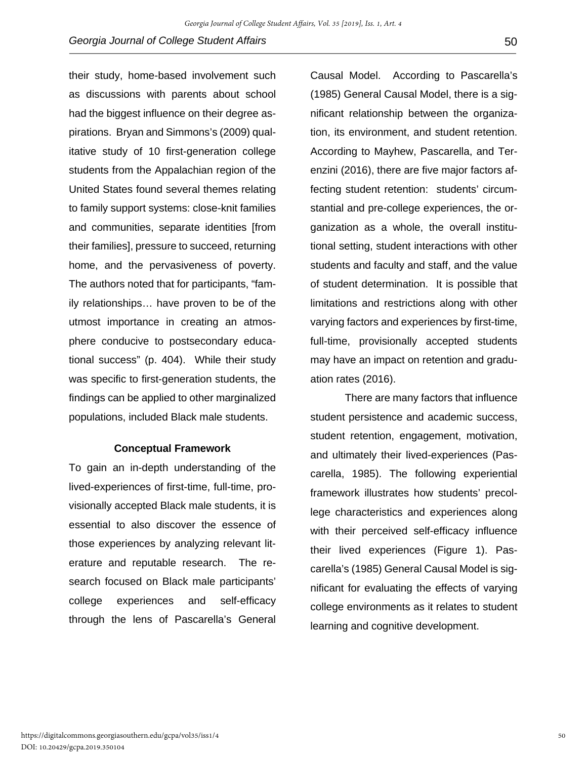their study, home-based involvement such as discussions with parents about school had the biggest influence on their degree aspirations. Bryan and Simmons's (2009) qualitative study of 10 first-generation college students from the Appalachian region of the United States found several themes relating to family support systems: close-knit families and communities, separate identities [from their families], pressure to succeed, returning home, and the pervasiveness of poverty. The authors noted that for participants, "family relationships… have proven to be of the utmost importance in creating an atmosphere conducive to postsecondary educational success" (p. 404). While their study was specific to first-generation students, the findings can be applied to other marginalized populations, included Black male students.

## Conceptual Framework

To gain an in-depth understanding of the lived-experiences of first-time, full-time, provisionally accepted Black male students, it is essential to also discover the essence of those experiences by analyzing relevant literature and reputable research. The research focused on Black male participants' college experiences and self-efficacy through the lens of Pascarella's General Causal Model. According to Pascarella's (1985) General Causal Model, there is a significant relationship between the organization, its environment, and student retention. According to Mayhew, Pascarella, and Terenzini (2016), there are five major factors affecting student retention: students' circumstantial and pre-college experiences, the organization as a whole, the overall institutional setting, student interactions with other students and faculty and staff, and the value of student determination. It is possible that limitations and restrictions along with other varying factors and experiences by first-time, full-time, provisionally accepted students may have an impact on retention and graduation rates (2016).

There are many factors that influence student persistence and academic success, student retention, engagement, motivation, and ultimately their lived-experiences (Pascarella, 1985). The following experiential framework illustrates how students' precollege characteristics and experiences along with their perceived self-efficacy influence their lived experiences (Figure 1). Pascarella's (1985) General Causal Model is significant for evaluating the effects of varying college environments as it relates to student learning and cognitive development.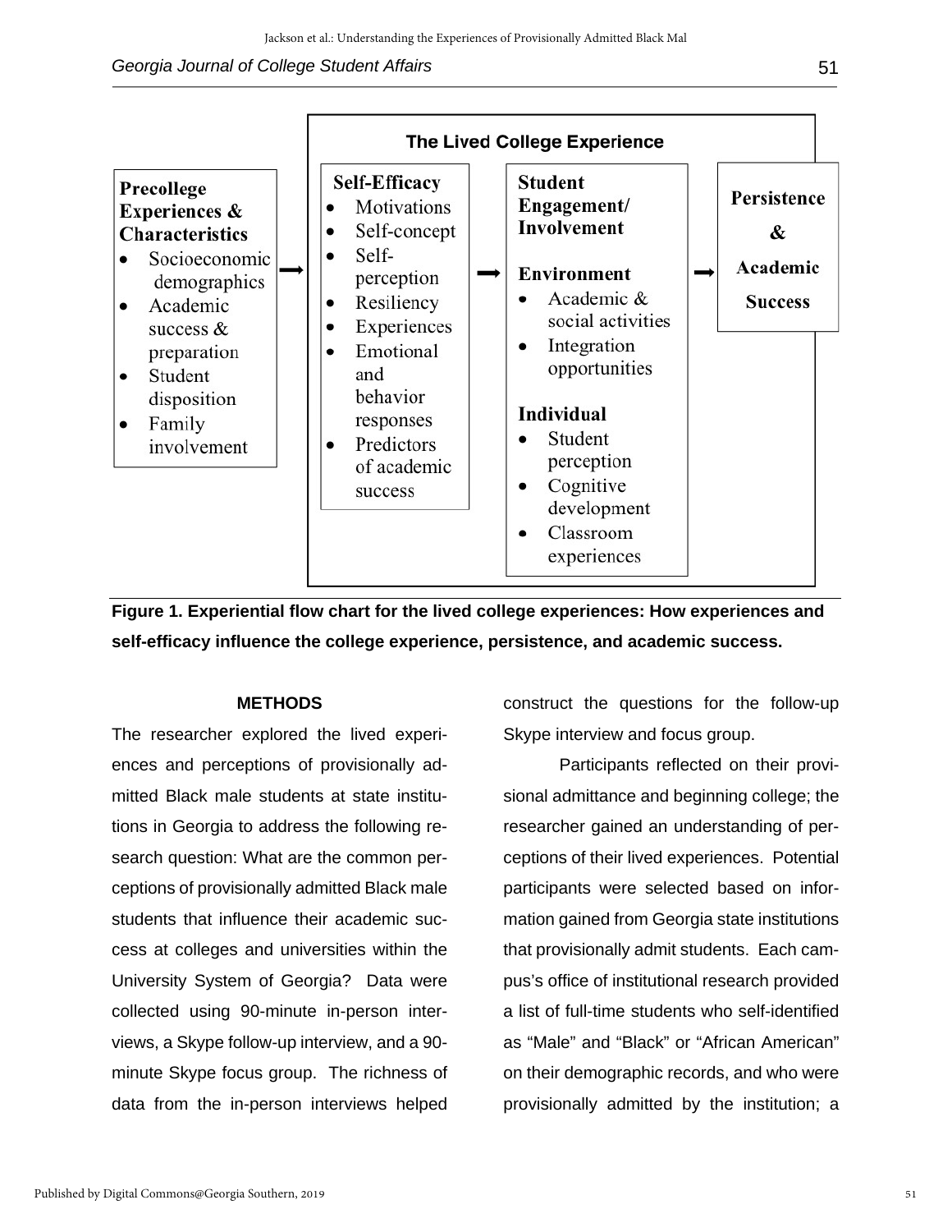**The Lived College Experience**

**Precollege Experiences & Characteristics**
- Socioeconomic demographics
- Academic success & preparation
- Student disposition
- Family involvement

➡

**Self-Efficacy**
- Motivations
- Self-concept
- Self-perception
- Resiliency
- Experiences
- Emotional and behavior responses
- Predictors of academic success

➡

**Student Engagement/ Involvement**

**Environment**
- Academic & social activities
- Integration opportunities

**Individual**
- Student perception
- Cognitive development
- Classroom experiences

➡

**Persistence & Academic Success**

**Figure 1. Experiential flow chart for the lived college experiences: How experiences and self-efficacy influence the college experience, persistence, and academic success.**

## METHODS

The researcher explored the lived experiences and perceptions of provisionally admitted Black male students at state institutions in Georgia to address the following research question: What are the common perceptions of provisionally admitted Black male students that influence their academic success at colleges and universities within the University System of Georgia? Data were collected using 90-minute in-person interviews, a Skype follow-up interview, and a 90-minute Skype focus group. The richness of data from the in-person interviews helped construct the questions for the follow-up Skype interview and focus group.

Participants reflected on their provisional admittance and beginning college; the researcher gained an understanding of perceptions of their lived experiences. Potential participants were selected based on information gained from Georgia state institutions that provisionally admit students. Each campus's office of institutional research provided a list of full-time students who self-identified as "Male" and "Black" or "African American" on their demographic records, and who were provisionally admitted by the institution; a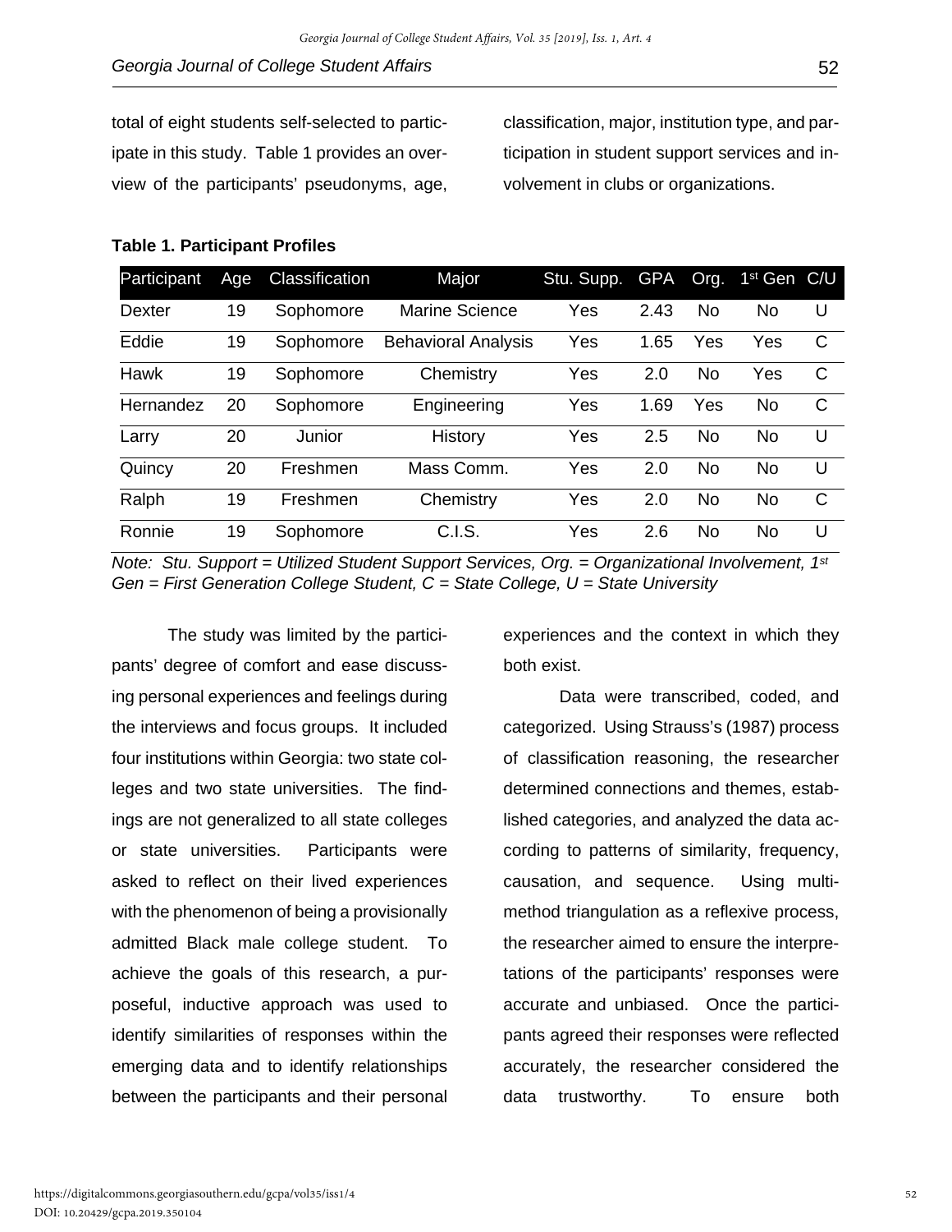total of eight students self-selected to participate in this study. Table 1 provides an overview of the participants' pseudonyms, age, classification, major, institution type, and participation in student support services and involvement in clubs or organizations.

**Table 1. Participant Profiles**

| Participant | Age | Classification | Major | Stu. Supp. | GPA | Org. | 1st Gen | C/U |
|---|---|---|---|---|---|---|---|---|
| Dexter | 19 | Sophomore | Marine Science | Yes | 2.43 | No | No | U |
| Eddie | 19 | Sophomore | Behavioral Analysis | Yes | 1.65 | Yes | Yes | C |
| Hawk | 19 | Sophomore | Chemistry | Yes | 2.0 | No | Yes | C |
| Hernandez | 20 | Sophomore | Engineering | Yes | 1.69 | Yes | No | C |
| Larry | 20 | Junior | History | Yes | 2.5 | No | No | U |
| Quincy | 20 | Freshmen | Mass Comm. | Yes | 2.0 | No | No | U |
| Ralph | 19 | Freshmen | Chemistry | Yes | 2.0 | No | No | C |
| Ronnie | 19 | Sophomore | C.I.S. | Yes | 2.6 | No | No | U |

*Note: Stu. Support = Utilized Student Support Services, Org. = Organizational Involvement, 1st Gen = First Generation College Student, C = State College, U = State University*

The study was limited by the participants' degree of comfort and ease discussing personal experiences and feelings during the interviews and focus groups. It included four institutions within Georgia: two state colleges and two state universities. The findings are not generalized to all state colleges or state universities. Participants were asked to reflect on their lived experiences with the phenomenon of being a provisionally admitted Black male college student. To achieve the goals of this research, a purposeful, inductive approach was used to identify similarities of responses within the emerging data and to identify relationships between the participants and their personal experiences and the context in which they both exist.

Data were transcribed, coded, and categorized. Using Strauss's (1987) process of classification reasoning, the researcher determined connections and themes, established categories, and analyzed the data according to patterns of similarity, frequency, causation, and sequence. Using multi-method triangulation as a reflexive process, the researcher aimed to ensure the interpretations of the participants' responses were accurate and unbiased. Once the participants agreed their responses were reflected accurately, the researcher considered the data trustworthy. To ensure both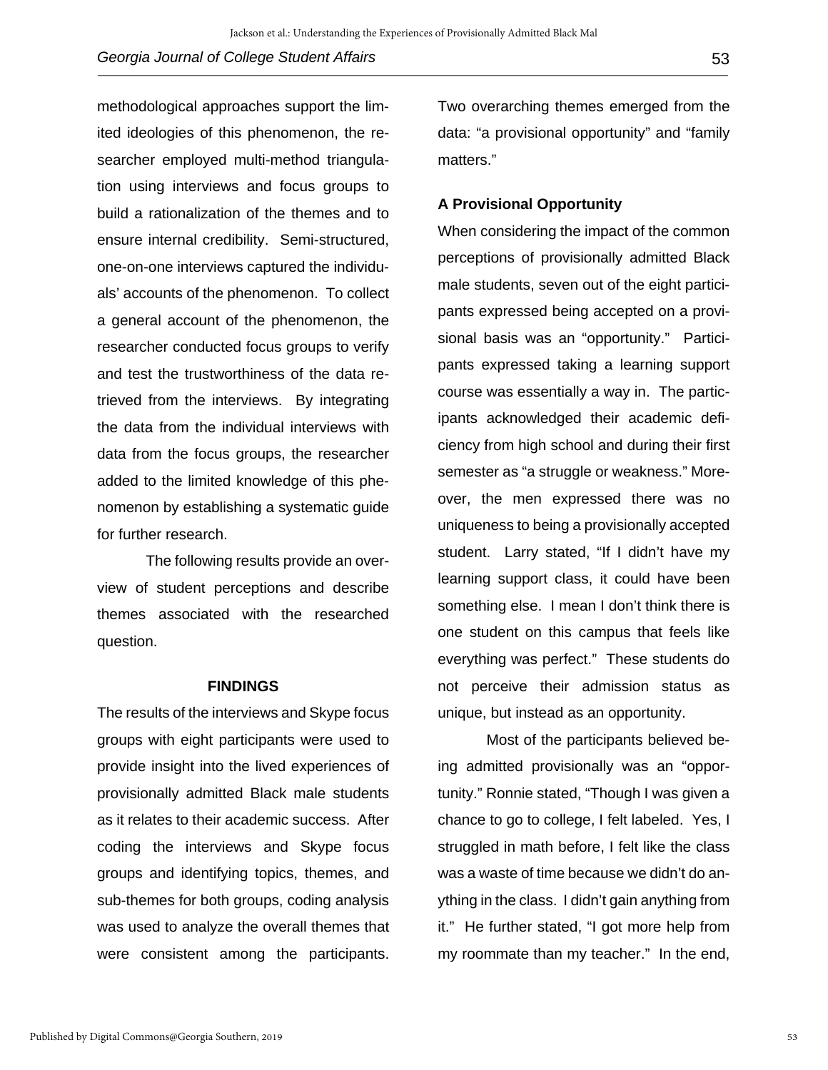methodological approaches support the limited ideologies of this phenomenon, the researcher employed multi-method triangulation using interviews and focus groups to build a rationalization of the themes and to ensure internal credibility. Semi-structured, one-on-one interviews captured the individuals' accounts of the phenomenon. To collect a general account of the phenomenon, the researcher conducted focus groups to verify and test the trustworthiness of the data retrieved from the interviews. By integrating the data from the individual interviews with data from the focus groups, the researcher added to the limited knowledge of this phenomenon by establishing a systematic guide for further research.

The following results provide an overview of student perceptions and describe themes associated with the researched question.

## FINDINGS

The results of the interviews and Skype focus groups with eight participants were used to provide insight into the lived experiences of provisionally admitted Black male students as it relates to their academic success. After coding the interviews and Skype focus groups and identifying topics, themes, and sub-themes for both groups, coding analysis was used to analyze the overall themes that were consistent among the participants. Two overarching themes emerged from the data: "a provisional opportunity" and "family matters."

### A Provisional Opportunity

When considering the impact of the common perceptions of provisionally admitted Black male students, seven out of the eight participants expressed being accepted on a provisional basis was an "opportunity." Participants expressed taking a learning support course was essentially a way in. The participants acknowledged their academic deficiency from high school and during their first semester as "a struggle or weakness." Moreover, the men expressed there was no uniqueness to being a provisionally accepted student. Larry stated, "If I didn't have my learning support class, it could have been something else. I mean I don't think there is one student on this campus that feels like everything was perfect." These students do not perceive their admission status as unique, but instead as an opportunity.

Most of the participants believed being admitted provisionally was an "opportunity." Ronnie stated, "Though I was given a chance to go to college, I felt labeled. Yes, I struggled in math before, I felt like the class was a waste of time because we didn't do anything in the class. I didn't gain anything from it." He further stated, "I got more help from my roommate than my teacher." In the end,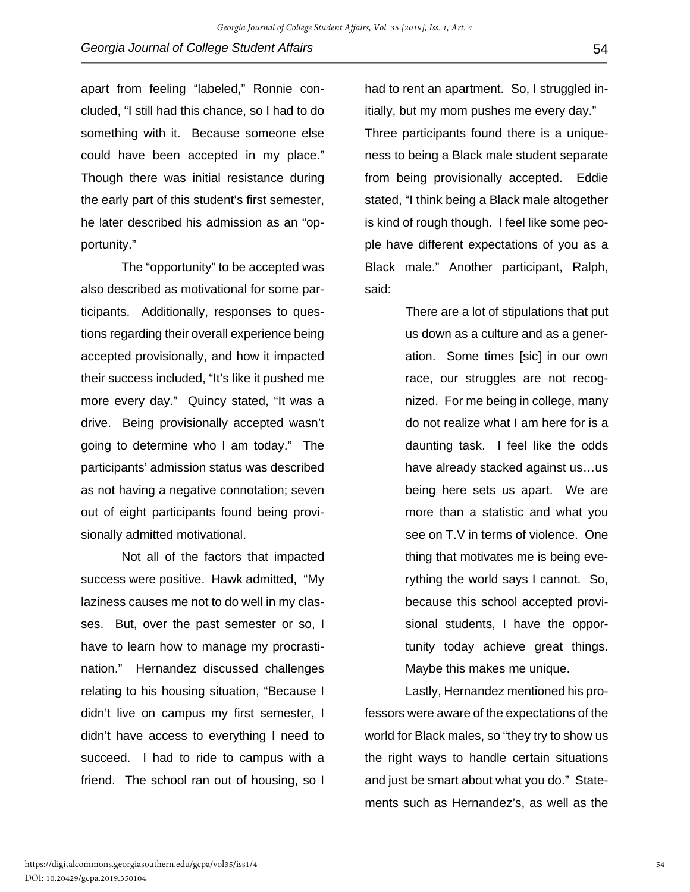apart from feeling "labeled," Ronnie concluded, "I still had this chance, so I had to do something with it. Because someone else could have been accepted in my place." Though there was initial resistance during the early part of this student's first semester, he later described his admission as an "opportunity."

The "opportunity" to be accepted was also described as motivational for some participants. Additionally, responses to questions regarding their overall experience being accepted provisionally, and how it impacted their success included, "It's like it pushed me more every day." Quincy stated, "It was a drive. Being provisionally accepted wasn't going to determine who I am today." The participants' admission status was described as not having a negative connotation; seven out of eight participants found being provisionally admitted motivational.

Not all of the factors that impacted success were positive. Hawk admitted, "My laziness causes me not to do well in my classes. But, over the past semester or so, I have to learn how to manage my procrastination." Hernandez discussed challenges relating to his housing situation, "Because I didn't live on campus my first semester, I didn't have access to everything I need to succeed. I had to ride to campus with a friend. The school ran out of housing, so I had to rent an apartment. So, I struggled initially, but my mom pushes me every day."

Three participants found there is a uniqueness to being a Black male student separate from being provisionally accepted. Eddie stated, "I think being a Black male altogether is kind of rough though. I feel like some people have different expectations of you as a Black male." Another participant, Ralph, said:

> There are a lot of stipulations that put us down as a culture and as a generation. Some times [sic] in our own race, our struggles are not recognized. For me being in college, many do not realize what I am here for is a daunting task. I feel like the odds have already stacked against us…us being here sets us apart. We are more than a statistic and what you see on T.V in terms of violence. One thing that motivates me is being everything the world says I cannot. So, because this school accepted provisional students, I have the opportunity today achieve great things. Maybe this makes me unique.

Lastly, Hernandez mentioned his professors were aware of the expectations of the world for Black males, so "they try to show us the right ways to handle certain situations and just be smart about what you do." Statements such as Hernandez's, as well as the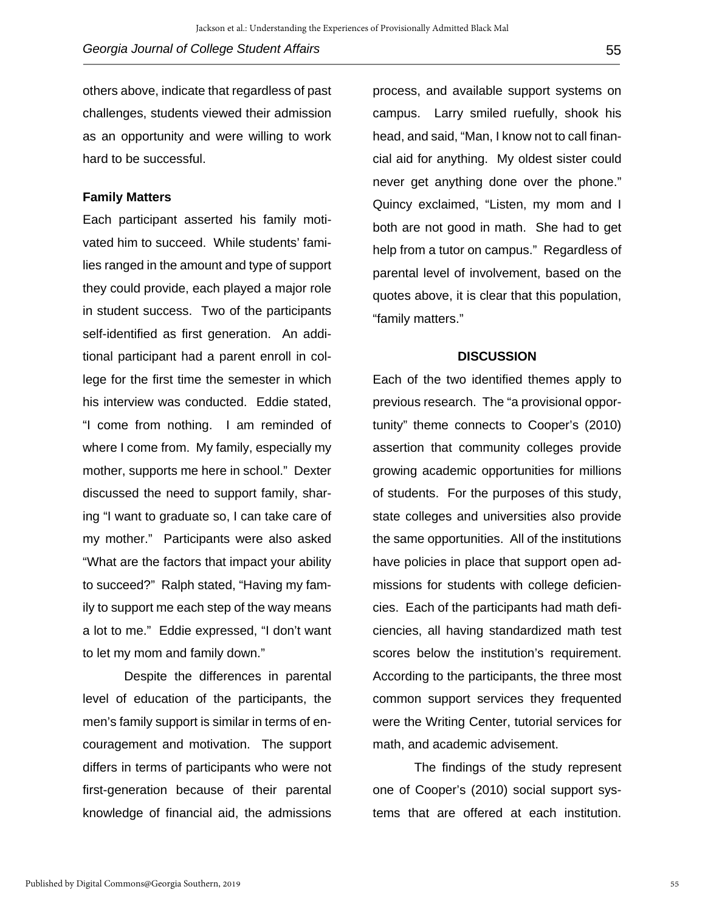others above, indicate that regardless of past challenges, students viewed their admission as an opportunity and were willing to work hard to be successful.

### Family Matters

Each participant asserted his family motivated him to succeed. While students' families ranged in the amount and type of support they could provide, each played a major role in student success. Two of the participants self-identified as first generation. An additional participant had a parent enroll in college for the first time the semester in which his interview was conducted. Eddie stated, "I come from nothing. I am reminded of where I come from. My family, especially my mother, supports me here in school." Dexter discussed the need to support family, sharing "I want to graduate so, I can take care of my mother." Participants were also asked "What are the factors that impact your ability to succeed?" Ralph stated, "Having my family to support me each step of the way means a lot to me." Eddie expressed, "I don't want to let my mom and family down."

Despite the differences in parental level of education of the participants, the men's family support is similar in terms of encouragement and motivation. The support differs in terms of participants who were not first-generation because of their parental knowledge of financial aid, the admissions process, and available support systems on campus. Larry smiled ruefully, shook his head, and said, "Man, I know not to call financial aid for anything. My oldest sister could never get anything done over the phone." Quincy exclaimed, "Listen, my mom and I both are not good in math. She had to get help from a tutor on campus." Regardless of parental level of involvement, based on the quotes above, it is clear that this population, "family matters."

## DISCUSSION

Each of the two identified themes apply to previous research. The "a provisional opportunity" theme connects to Cooper's (2010) assertion that community colleges provide growing academic opportunities for millions of students. For the purposes of this study, state colleges and universities also provide the same opportunities. All of the institutions have policies in place that support open admissions for students with college deficiencies. Each of the participants had math deficiencies, all having standardized math test scores below the institution's requirement. According to the participants, the three most common support services they frequented were the Writing Center, tutorial services for math, and academic advisement.

The findings of the study represent one of Cooper's (2010) social support systems that are offered at each institution.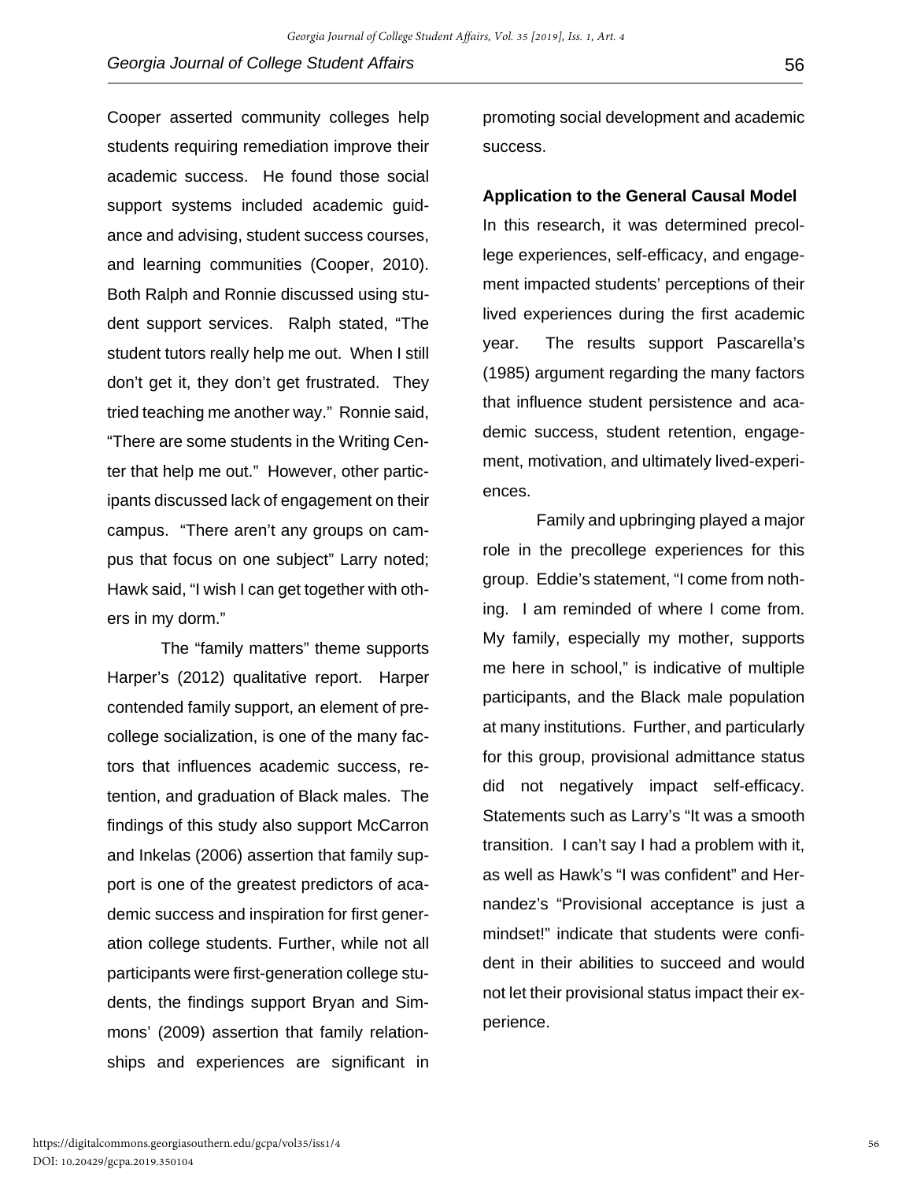Cooper asserted community colleges help students requiring remediation improve their academic success. He found those social support systems included academic guidance and advising, student success courses, and learning communities (Cooper, 2010). Both Ralph and Ronnie discussed using student support services. Ralph stated, "The student tutors really help me out. When I still don't get it, they don't get frustrated. They tried teaching me another way." Ronnie said, "There are some students in the Writing Center that help me out." However, other participants discussed lack of engagement on their campus. "There aren't any groups on campus that focus on one subject" Larry noted; Hawk said, "I wish I can get together with others in my dorm."

The "family matters" theme supports Harper's (2012) qualitative report. Harper contended family support, an element of precollege socialization, is one of the many factors that influences academic success, retention, and graduation of Black males. The findings of this study also support McCarron and Inkelas (2006) assertion that family support is one of the greatest predictors of academic success and inspiration for first generation college students. Further, while not all participants were first-generation college students, the findings support Bryan and Simmons' (2009) assertion that family relationships and experiences are significant in promoting social development and academic success.

**Application to the General Causal Model**

In this research, it was determined precollege experiences, self-efficacy, and engagement impacted students' perceptions of their lived experiences during the first academic year. The results support Pascarella's (1985) argument regarding the many factors that influence student persistence and academic success, student retention, engagement, motivation, and ultimately lived-experiences.

Family and upbringing played a major role in the precollege experiences for this group. Eddie's statement, "I come from nothing. I am reminded of where I come from. My family, especially my mother, supports me here in school," is indicative of multiple participants, and the Black male population at many institutions. Further, and particularly for this group, provisional admittance status did not negatively impact self-efficacy. Statements such as Larry's "It was a smooth transition. I can't say I had a problem with it, as well as Hawk's "I was confident" and Hernandez's "Provisional acceptance is just a mindset!" indicate that students were confident in their abilities to succeed and would not let their provisional status impact their experience.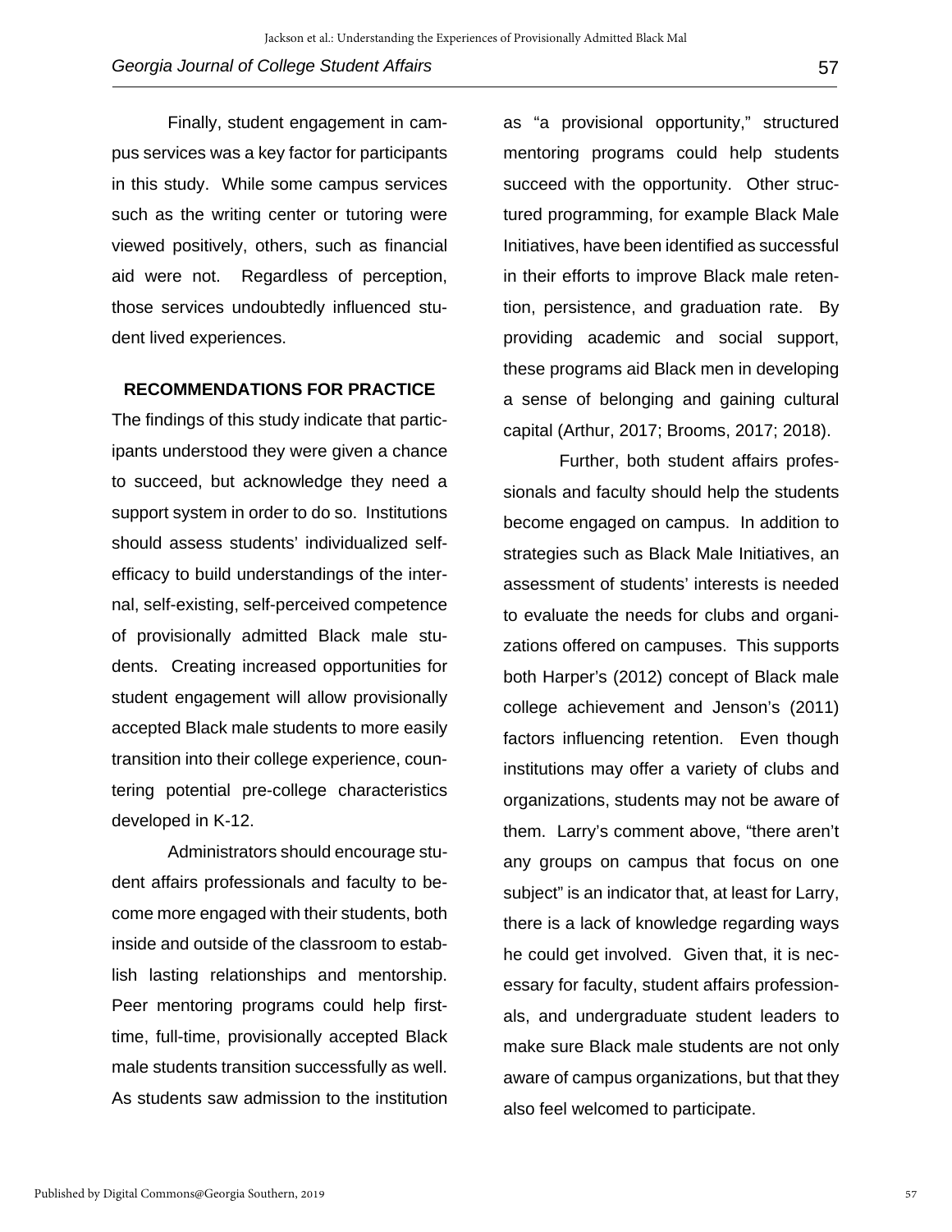Finally, student engagement in campus services was a key factor for participants in this study. While some campus services such as the writing center or tutoring were viewed positively, others, such as financial aid were not. Regardless of perception, those services undoubtedly influenced student lived experiences.

## RECOMMENDATIONS FOR PRACTICE

The findings of this study indicate that participants understood they were given a chance to succeed, but acknowledge they need a support system in order to do so. Institutions should assess students' individualized self-efficacy to build understandings of the internal, self-existing, self-perceived competence of provisionally admitted Black male students. Creating increased opportunities for student engagement will allow provisionally accepted Black male students to more easily transition into their college experience, countering potential pre-college characteristics developed in K-12.

Administrators should encourage student affairs professionals and faculty to become more engaged with their students, both inside and outside of the classroom to establish lasting relationships and mentorship. Peer mentoring programs could help first-time, full-time, provisionally accepted Black male students transition successfully as well. As students saw admission to the institution as "a provisional opportunity," structured mentoring programs could help students succeed with the opportunity. Other structured programming, for example Black Male Initiatives, have been identified as successful in their efforts to improve Black male retention, persistence, and graduation rate. By providing academic and social support, these programs aid Black men in developing a sense of belonging and gaining cultural capital (Arthur, 2017; Brooms, 2017; 2018).

Further, both student affairs professionals and faculty should help the students become engaged on campus. In addition to strategies such as Black Male Initiatives, an assessment of students' interests is needed to evaluate the needs for clubs and organizations offered on campuses. This supports both Harper's (2012) concept of Black male college achievement and Jenson's (2011) factors influencing retention. Even though institutions may offer a variety of clubs and organizations, students may not be aware of them. Larry's comment above, "there aren't any groups on campus that focus on one subject" is an indicator that, at least for Larry, there is a lack of knowledge regarding ways he could get involved. Given that, it is necessary for faculty, student affairs professionals, and undergraduate student leaders to make sure Black male students are not only aware of campus organizations, but that they also feel welcomed to participate.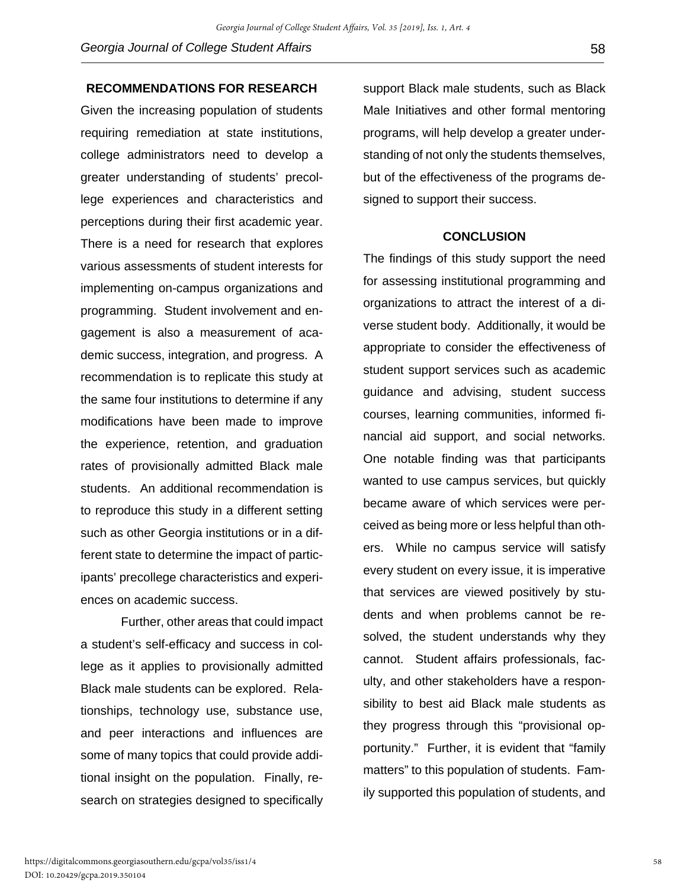## RECOMMENDATIONS FOR RESEARCH

Given the increasing population of students requiring remediation at state institutions, college administrators need to develop a greater understanding of students' precollege experiences and characteristics and perceptions during their first academic year. There is a need for research that explores various assessments of student interests for implementing on-campus organizations and programming. Student involvement and engagement is also a measurement of academic success, integration, and progress. A recommendation is to replicate this study at the same four institutions to determine if any modifications have been made to improve the experience, retention, and graduation rates of provisionally admitted Black male students. An additional recommendation is to reproduce this study in a different setting such as other Georgia institutions or in a different state to determine the impact of participants' precollege characteristics and experiences on academic success.

Further, other areas that could impact a student's self-efficacy and success in college as it applies to provisionally admitted Black male students can be explored. Relationships, technology use, substance use, and peer interactions and influences are some of many topics that could provide additional insight on the population. Finally, research on strategies designed to specifically support Black male students, such as Black Male Initiatives and other formal mentoring programs, will help develop a greater understanding of not only the students themselves, but of the effectiveness of the programs designed to support their success.

## CONCLUSION

The findings of this study support the need for assessing institutional programming and organizations to attract the interest of a diverse student body. Additionally, it would be appropriate to consider the effectiveness of student support services such as academic guidance and advising, student success courses, learning communities, informed financial aid support, and social networks. One notable finding was that participants wanted to use campus services, but quickly became aware of which services were perceived as being more or less helpful than others. While no campus service will satisfy every student on every issue, it is imperative that services are viewed positively by students and when problems cannot be resolved, the student understands why they cannot. Student affairs professionals, faculty, and other stakeholders have a responsibility to best aid Black male students as they progress through this "provisional opportunity." Further, it is evident that "family matters" to this population of students. Family supported this population of students, and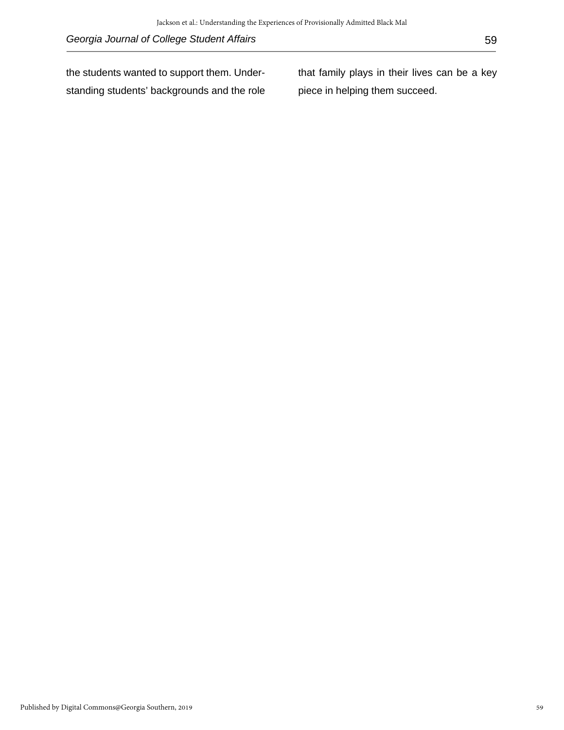the students wanted to support them. Understanding students' backgrounds and the role that family plays in their lives can be a key piece in helping them succeed.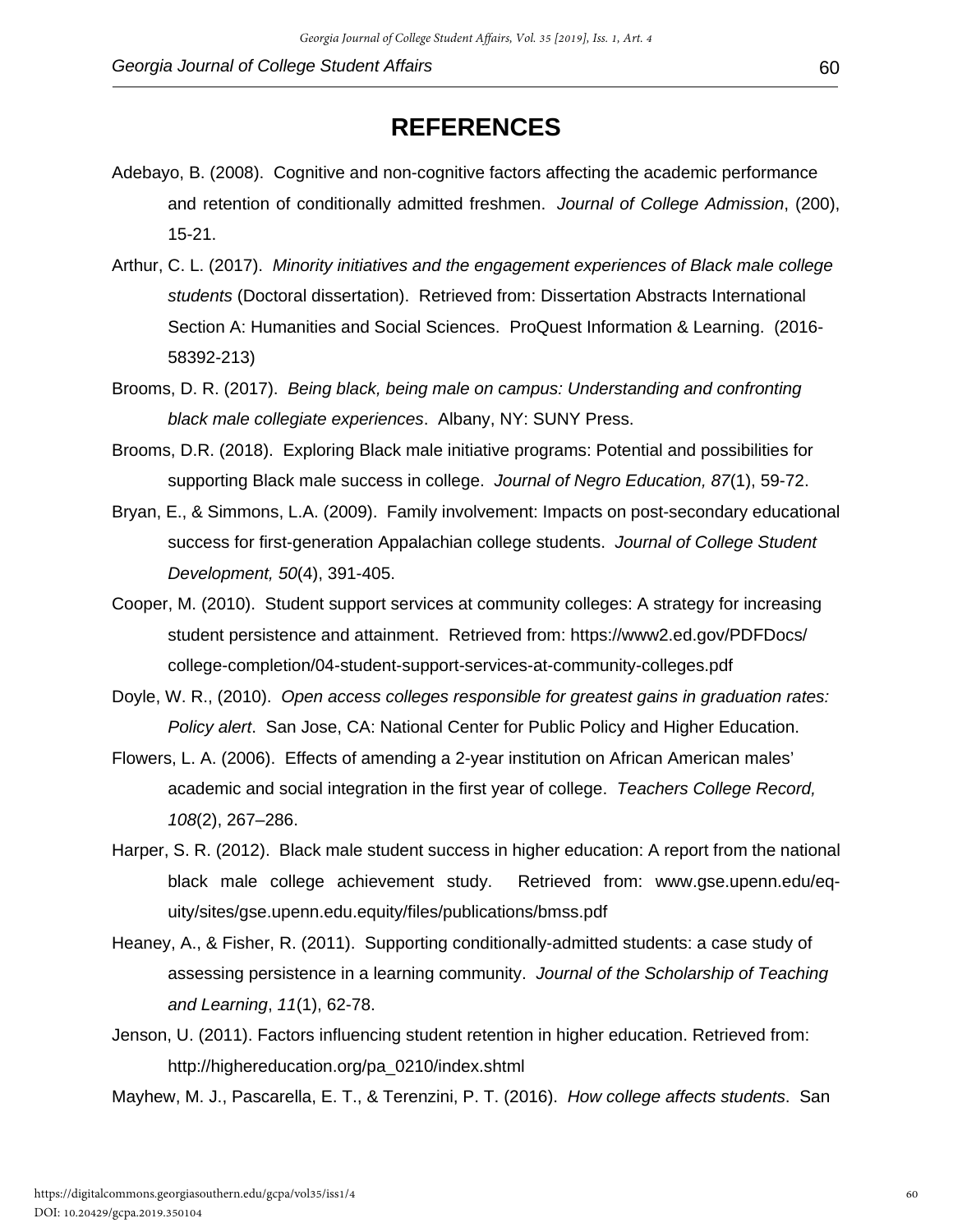# REFERENCES

Adebayo, B. (2008). Cognitive and non-cognitive factors affecting the academic performance and retention of conditionally admitted freshmen. *Journal of College Admission*, (200), 15-21.

Arthur, C. L. (2017). *Minority initiatives and the engagement experiences of Black male college students* (Doctoral dissertation). Retrieved from: Dissertation Abstracts International Section A: Humanities and Social Sciences. ProQuest Information & Learning. (2016-58392-213)

Brooms, D. R. (2017). *Being black, being male on campus: Understanding and confronting black male collegiate experiences*. Albany, NY: SUNY Press.

Brooms, D.R. (2018). Exploring Black male initiative programs: Potential and possibilities for supporting Black male success in college. *Journal of Negro Education, 87*(1), 59-72.

Bryan, E., & Simmons, L.A. (2009). Family involvement: Impacts on post-secondary educational success for first-generation Appalachian college students. *Journal of College Student Development, 50*(4), 391-405.

Cooper, M. (2010). Student support services at community colleges: A strategy for increasing student persistence and attainment. Retrieved from: https://www2.ed.gov/PDFDocs/college-completion/04-student-support-services-at-community-colleges.pdf

Doyle, W. R., (2010). *Open access colleges responsible for greatest gains in graduation rates: Policy alert*. San Jose, CA: National Center for Public Policy and Higher Education.

Flowers, L. A. (2006). Effects of amending a 2-year institution on African American males' academic and social integration in the first year of college. *Teachers College Record, 108*(2), 267–286.

Harper, S. R. (2012). Black male student success in higher education: A report from the national black male college achievement study. Retrieved from: www.gse.upenn.edu/equity/sites/gse.upenn.edu.equity/files/publications/bmss.pdf

Heaney, A., & Fisher, R. (2011). Supporting conditionally-admitted students: a case study of assessing persistence in a learning community. *Journal of the Scholarship of Teaching and Learning*, *11*(1), 62-78.

Jenson, U. (2011). Factors influencing student retention in higher education. Retrieved from: http://highereducation.org/pa_0210/index.shtml

Mayhew, M. J., Pascarella, E. T., & Terenzini, P. T. (2016). *How college affects students*. San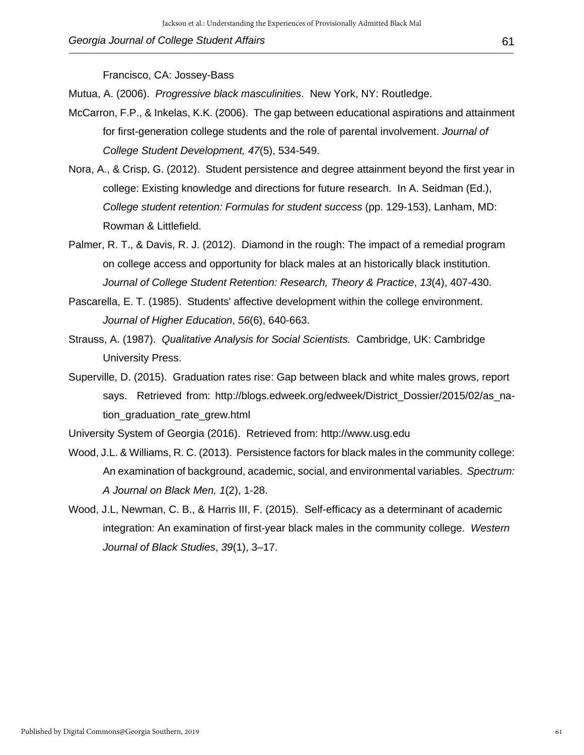Francisco, CA: Jossey-Bass

Mutua, A. (2006). *Progressive black masculinities*. New York, NY: Routledge.

McCarron, F.P., & Inkelas, K.K. (2006). The gap between educational aspirations and attainment for first-generation college students and the role of parental involvement. *Journal of College Student Development, 47*(5), 534-549.

Nora, A., & Crisp, G. (2012). Student persistence and degree attainment beyond the first year in college: Existing knowledge and directions for future research. In A. Seidman (Ed.), *College student retention: Formulas for student success* (pp. 129-153), Lanham, MD: Rowman & Littlefield.

Palmer, R. T., & Davis, R. J. (2012). Diamond in the rough: The impact of a remedial program on college access and opportunity for black males at an historically black institution. *Journal of College Student Retention: Research, Theory & Practice*, *13*(4), 407-430.

Pascarella, E. T. (1985). Students' affective development within the college environment. *Journal of Higher Education*, *56*(6), 640-663.

Strauss, A. (1987). *Qualitative Analysis for Social Scientists.* Cambridge, UK: Cambridge University Press.

Superville, D. (2015). Graduation rates rise: Gap between black and white males grows, report says. Retrieved from: http://blogs.edweek.org/edweek/District_Dossier/2015/02/as_nation_graduation_rate_grew.html

University System of Georgia (2016). Retrieved from: http://www.usg.edu

Wood, J.L. & Williams, R. C. (2013). Persistence factors for black males in the community college: An examination of background, academic, social, and environmental variables. *Spectrum: A Journal on Black Men, 1*(2), 1-28.

Wood, J.L, Newman, C. B., & Harris III, F. (2015). Self-efficacy as a determinant of academic integration: An examination of first-year black males in the community college. *Western Journal of Black Studies*, *39*(1), 3–17.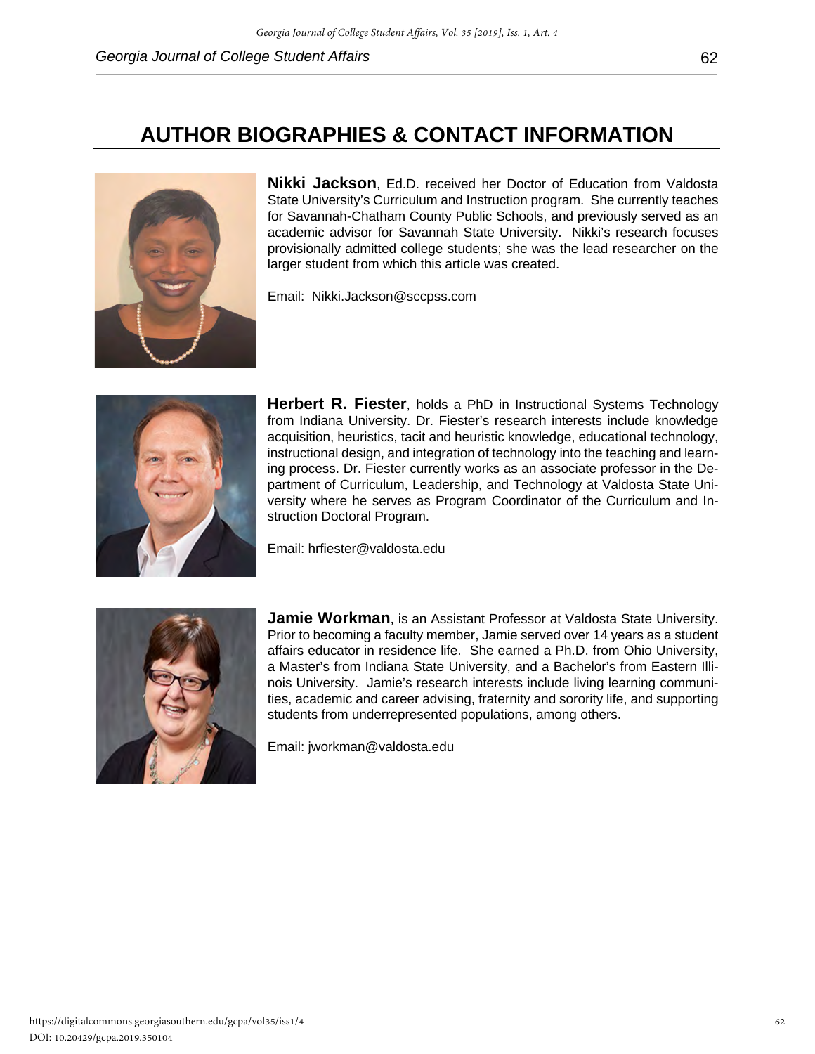# AUTHOR BIOGRAPHIES & CONTACT INFORMATION

**Nikki Jackson**, Ed.D. received her Doctor of Education from Valdosta State University's Curriculum and Instruction program. She currently teaches for Savannah-Chatham County Public Schools, and previously served as an academic advisor for Savannah State University. Nikki's research focuses provisionally admitted college students; she was the lead researcher on the larger student from which this article was created.

Email: Nikki.Jackson@sccpss.com

**Herbert R. Fiester**, holds a PhD in Instructional Systems Technology from Indiana University. Dr. Fiester's research interests include knowledge acquisition, heuristics, tacit and heuristic knowledge, educational technology, instructional design, and integration of technology into the teaching and learning process. Dr. Fiester currently works as an associate professor in the Department of Curriculum, Leadership, and Technology at Valdosta State University where he serves as Program Coordinator of the Curriculum and Instruction Doctoral Program.

Email: hrfiester@valdosta.edu

**Jamie Workman**, is an Assistant Professor at Valdosta State University. Prior to becoming a faculty member, Jamie served over 14 years as a student affairs educator in residence life. She earned a Ph.D. from Ohio University, a Master's from Indiana State University, and a Bachelor's from Eastern Illinois University. Jamie's research interests include living learning communities, academic and career advising, fraternity and sorority life, and supporting students from underrepresented populations, among others.

Email: jworkman@valdosta.edu